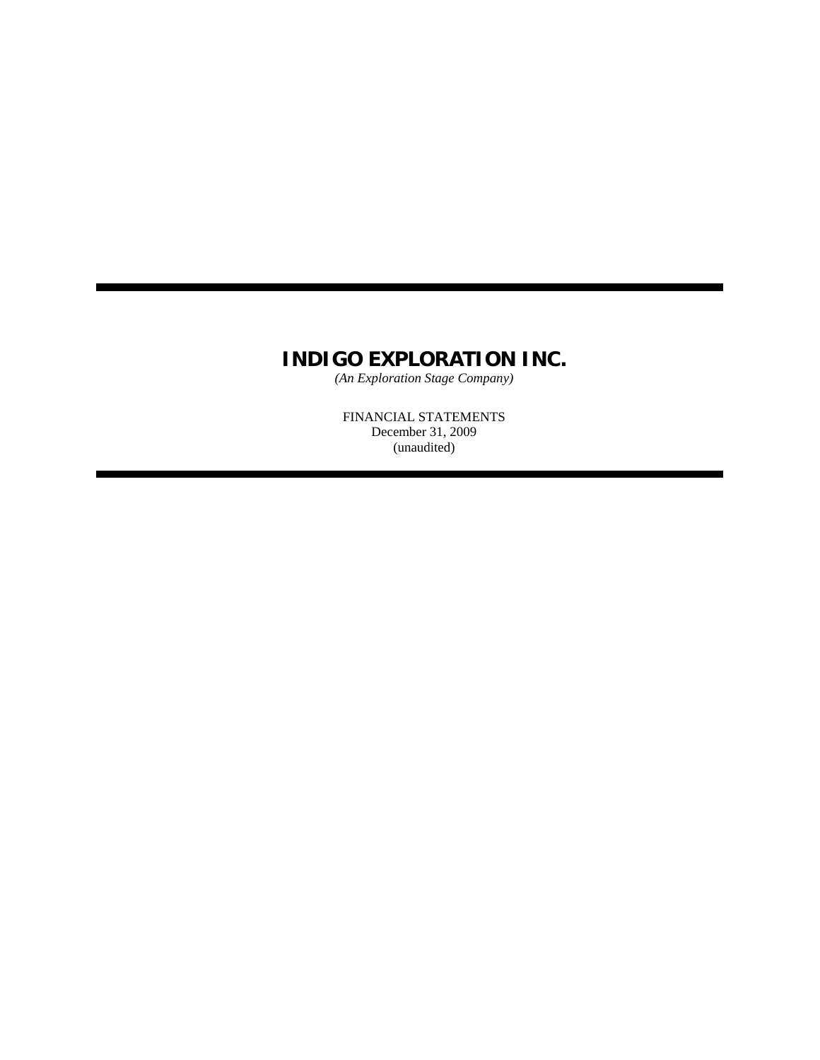# INDIGO EXPLORATION INC.

*(An Exploration Stage Company)*

FINANCIAL STATEMENTS
December 31, 2009
(unaudited)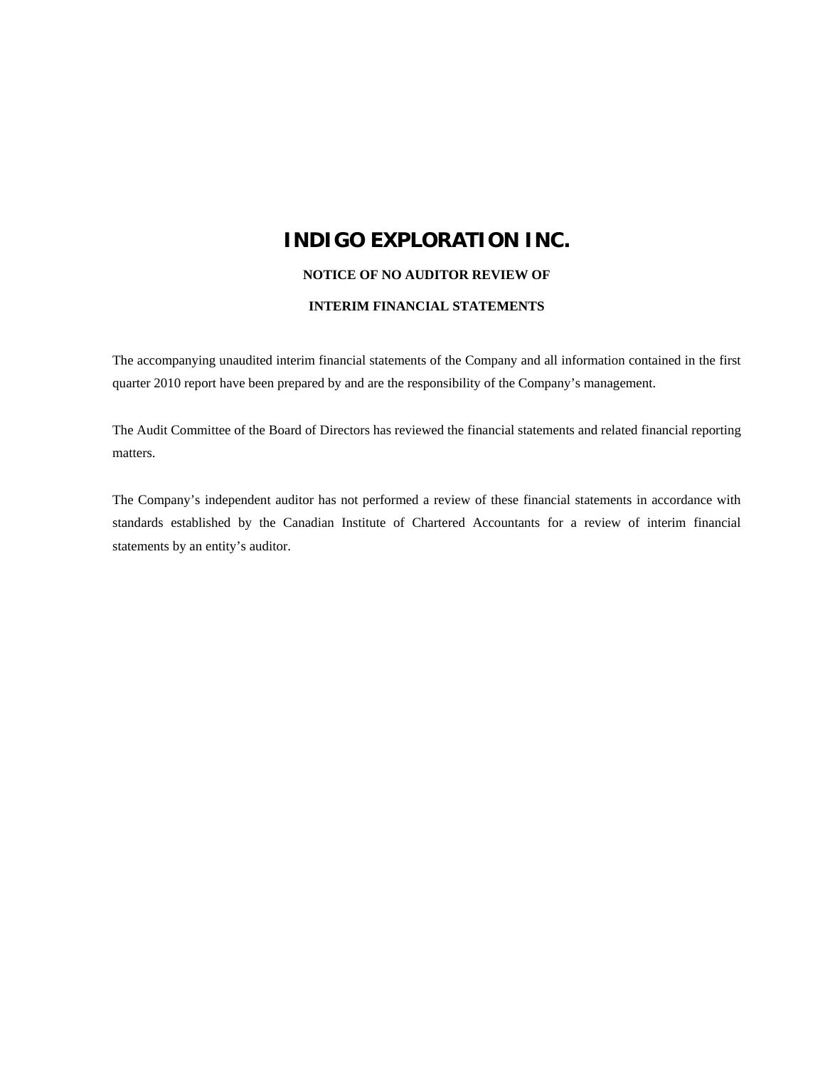# INDIGO EXPLORATION INC.

**NOTICE OF NO AUDITOR REVIEW OF**

**INTERIM FINANCIAL STATEMENTS**

The accompanying unaudited interim financial statements of the Company and all information contained in the first quarter 2010 report have been prepared by and are the responsibility of the Company's management.

The Audit Committee of the Board of Directors has reviewed the financial statements and related financial reporting matters.

The Company's independent auditor has not performed a review of these financial statements in accordance with standards established by the Canadian Institute of Chartered Accountants for a review of interim financial statements by an entity's auditor.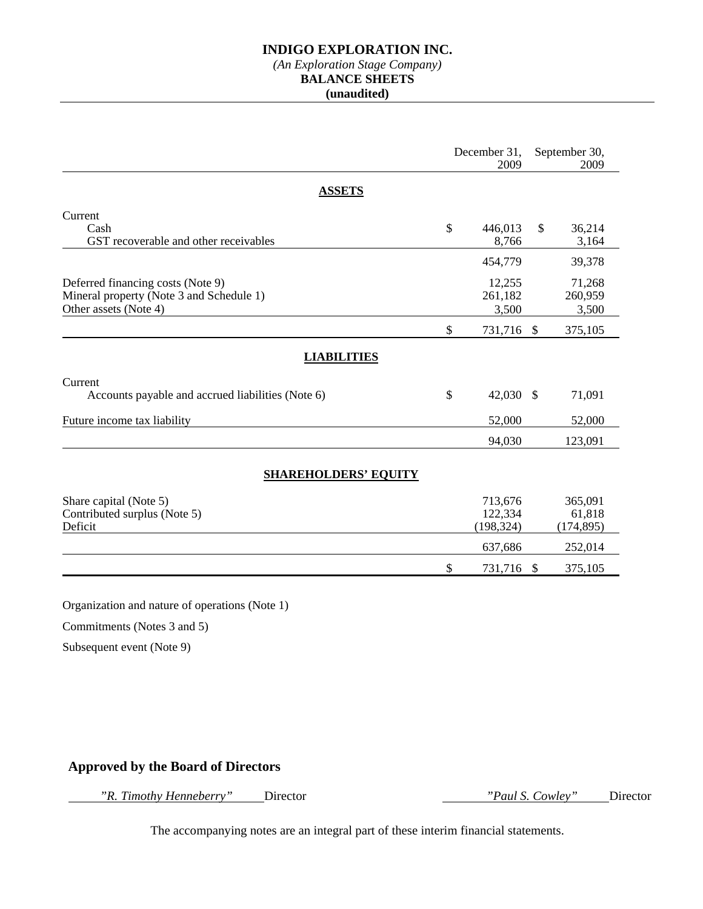# INDIGO EXPLORATION INC.

*(An Exploration Stage Company)*

**BALANCE SHEETS**

**(unaudited)**

| | December 31, 2009 | September 30, 2009 |
|---|---|---|
| **ASSETS** | | |
| Current | | |
| Cash | $ 446,013 | $ 36,214 |
| GST recoverable and other receivables | 8,766 | 3,164 |
| | 454,779 | 39,378 |
| Deferred financing costs (Note 9) | 12,255 | 71,268 |
| Mineral property (Note 3 and Schedule 1) | 261,182 | 260,959 |
| Other assets (Note 4) | 3,500 | 3,500 |
| | $ 731,716 | $ 375,105 |
| **LIABILITIES** | | |
| Current | | |
| Accounts payable and accrued liabilities (Note 6) | $ 42,030 | $ 71,091 |
| Future income tax liability | 52,000 | 52,000 |
| | 94,030 | 123,091 |
| **SHAREHOLDERS' EQUITY** | | |
| Share capital (Note 5) | 713,676 | 365,091 |
| Contributed surplus (Note 5) | 122,334 | 61,818 |
| Deficit | (198,324) | (174,895) |
| | 637,686 | 252,014 |
| | $ 731,716 | $ 375,105 |

Organization and nature of operations (Note 1)

Commitments (Notes 3 and 5)

Subsequent event (Note 9)

## Approved by the Board of Directors

*"R. Timothy Henneberry"* Director *"Paul S. Cowley"* Director

The accompanying notes are an integral part of these interim financial statements.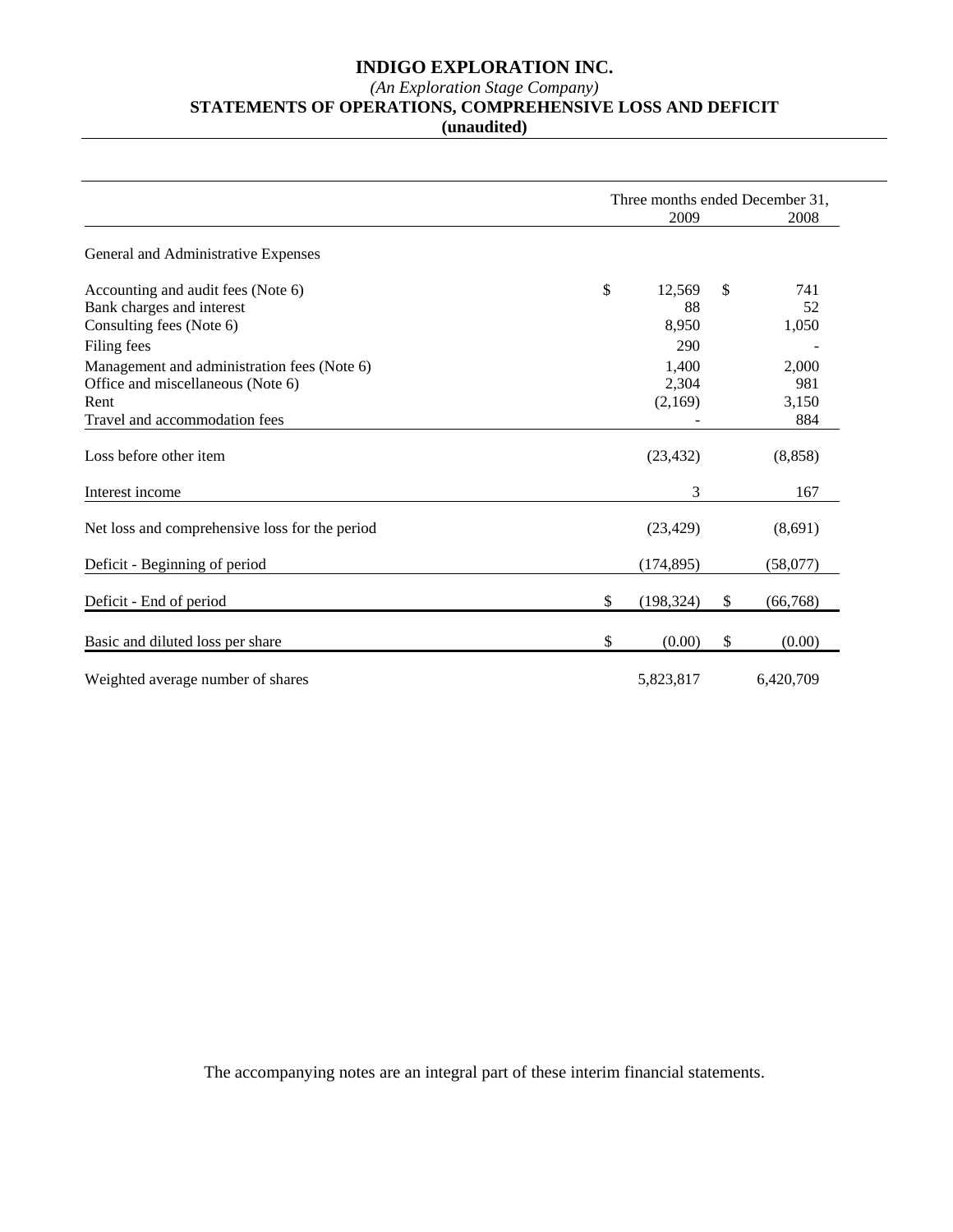# INDIGO EXPLORATION INC.

*(An Exploration Stage Company)*

**STATEMENTS OF OPERATIONS, COMPREHENSIVE LOSS AND DEFICIT**

**(unaudited)**

| | Three months ended December 31, 2009 | 2008 |
|---|---|---|
| General and Administrative Expenses | | |
| Accounting and audit fees (Note 6) | $ 12,569 | $ 741 |
| Bank charges and interest | 88 | 52 |
| Consulting fees (Note 6) | 8,950 | 1,050 |
| Filing fees | 290 | - |
| Management and administration fees (Note 6) | 1,400 | 2,000 |
| Office and miscellaneous (Note 6) | 2,304 | 981 |
| Rent | (2,169) | 3,150 |
| Travel and accommodation fees | - | 884 |
| Loss before other item | (23,432) | (8,858) |
| Interest income | 3 | 167 |
| Net loss and comprehensive loss for the period | (23,429) | (8,691) |
| Deficit - Beginning of period | (174,895) | (58,077) |
| Deficit - End of period | $ (198,324) | $ (66,768) |
| Basic and diluted loss per share | $ (0.00) | $ (0.00) |
| Weighted average number of shares | 5,823,817 | 6,420,709 |

The accompanying notes are an integral part of these interim financial statements.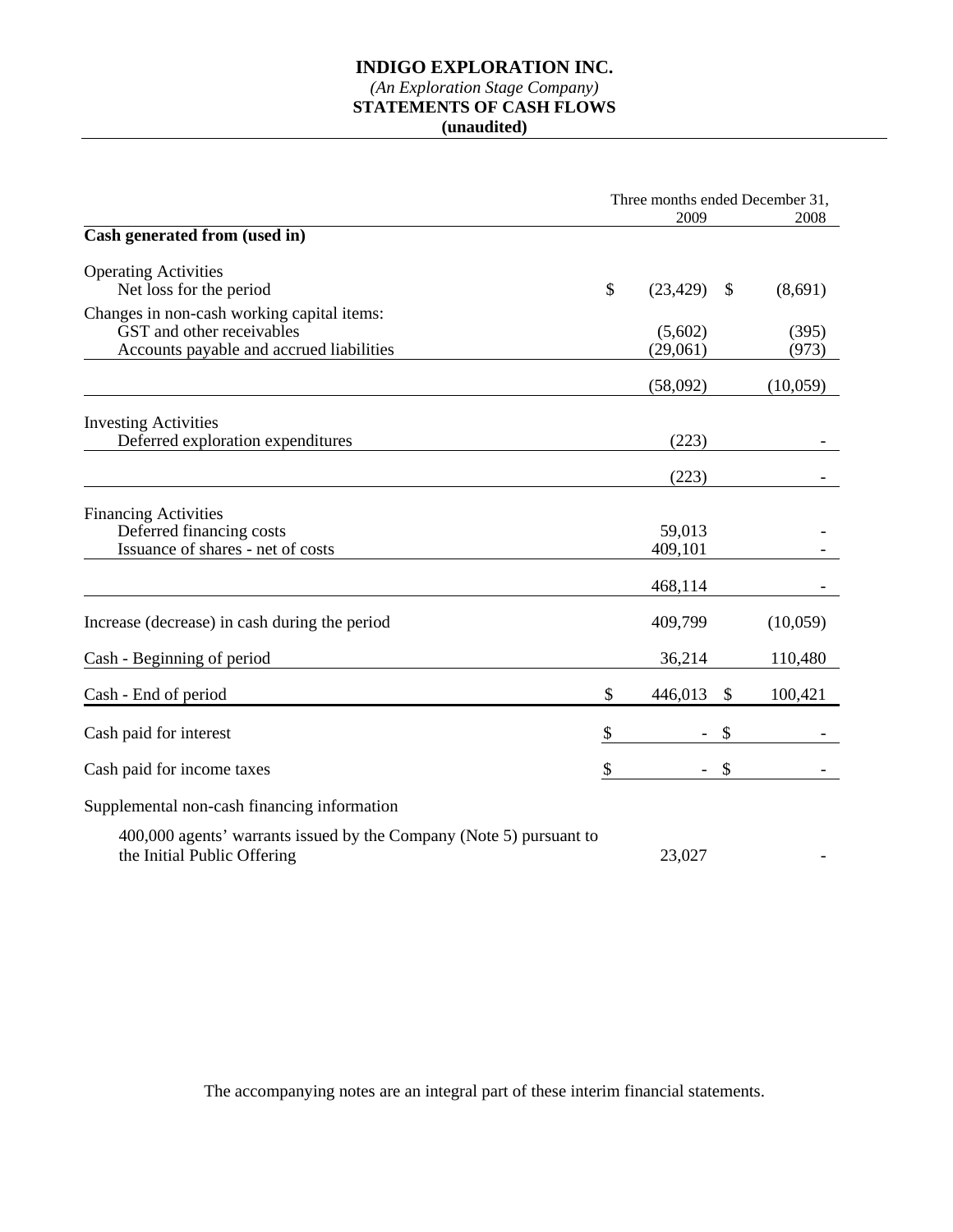# INDIGO EXPLORATION INC.

*(An Exploration Stage Company)*

**STATEMENTS OF CASH FLOWS**

**(unaudited)**

| | Three months ended December 31, 2009 | 2008 |
|---|---|---|
| **Cash generated from (used in)** | | |
| Operating Activities | | |
| Net loss for the period | $ (23,429) | $ (8,691) |
| Changes in non-cash working capital items: | | |
| GST and other receivables | (5,602) | (395) |
| Accounts payable and accrued liabilities | (29,061) | (973) |
| | (58,092) | (10,059) |
| Investing Activities | | |
| Deferred exploration expenditures | (223) | - |
| | (223) | - |
| Financing Activities | | |
| Deferred financing costs | 59,013 | - |
| Issuance of shares - net of costs | 409,101 | - |
| | 468,114 | - |
| Increase (decrease) in cash during the period | 409,799 | (10,059) |
| Cash - Beginning of period | 36,214 | 110,480 |
| Cash - End of period | $ 446,013 | $ 100,421 |
| Cash paid for interest | $ - | $ - |
| Cash paid for income taxes | $ - | $ - |
| Supplemental non-cash financing information | | |
| 400,000 agents' warrants issued by the Company (Note 5) pursuant to the Initial Public Offering | 23,027 | - |

The accompanying notes are an integral part of these interim financial statements.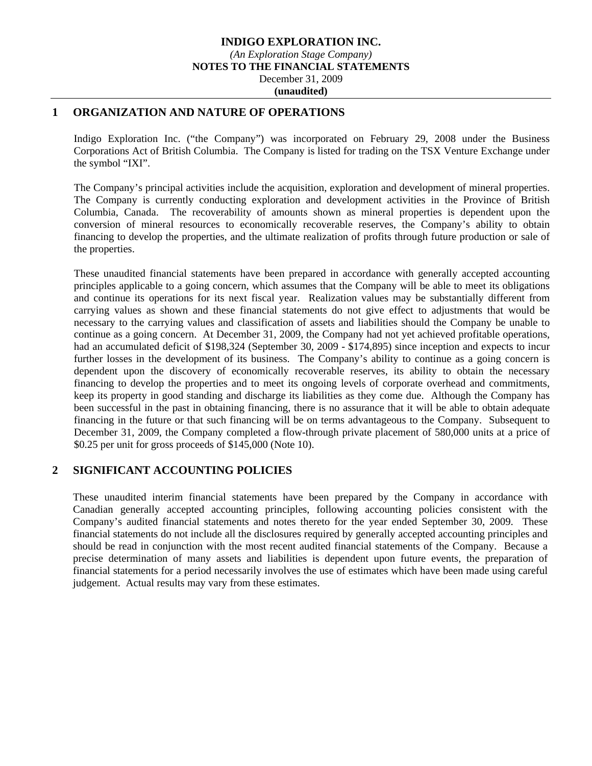**INDIGO EXPLORATION INC.**
*(An Exploration Stage Company)*
**NOTES TO THE FINANCIAL STATEMENTS**
December 31, 2009
**(unaudited)**

## 1 ORGANIZATION AND NATURE OF OPERATIONS

Indigo Exploration Inc. ("the Company") was incorporated on February 29, 2008 under the Business Corporations Act of British Columbia. The Company is listed for trading on the TSX Venture Exchange under the symbol "IXI".

The Company's principal activities include the acquisition, exploration and development of mineral properties. The Company is currently conducting exploration and development activities in the Province of British Columbia, Canada. The recoverability of amounts shown as mineral properties is dependent upon the conversion of mineral resources to economically recoverable reserves, the Company's ability to obtain financing to develop the properties, and the ultimate realization of profits through future production or sale of the properties.

These unaudited financial statements have been prepared in accordance with generally accepted accounting principles applicable to a going concern, which assumes that the Company will be able to meet its obligations and continue its operations for its next fiscal year. Realization values may be substantially different from carrying values as shown and these financial statements do not give effect to adjustments that would be necessary to the carrying values and classification of assets and liabilities should the Company be unable to continue as a going concern. At December 31, 2009, the Company had not yet achieved profitable operations, had an accumulated deficit of $198,324 (September 30, 2009 - $174,895) since inception and expects to incur further losses in the development of its business. The Company's ability to continue as a going concern is dependent upon the discovery of economically recoverable reserves, its ability to obtain the necessary financing to develop the properties and to meet its ongoing levels of corporate overhead and commitments, keep its property in good standing and discharge its liabilities as they come due. Although the Company has been successful in the past in obtaining financing, there is no assurance that it will be able to obtain adequate financing in the future or that such financing will be on terms advantageous to the Company. Subsequent to December 31, 2009, the Company completed a flow-through private placement of 580,000 units at a price of $0.25 per unit for gross proceeds of $145,000 (Note 10).

## 2 SIGNIFICANT ACCOUNTING POLICIES

These unaudited interim financial statements have been prepared by the Company in accordance with Canadian generally accepted accounting principles, following accounting policies consistent with the Company's audited financial statements and notes thereto for the year ended September 30, 2009. These financial statements do not include all the disclosures required by generally accepted accounting principles and should be read in conjunction with the most recent audited financial statements of the Company. Because a precise determination of many assets and liabilities is dependent upon future events, the preparation of financial statements for a period necessarily involves the use of estimates which have been made using careful judgement. Actual results may vary from these estimates.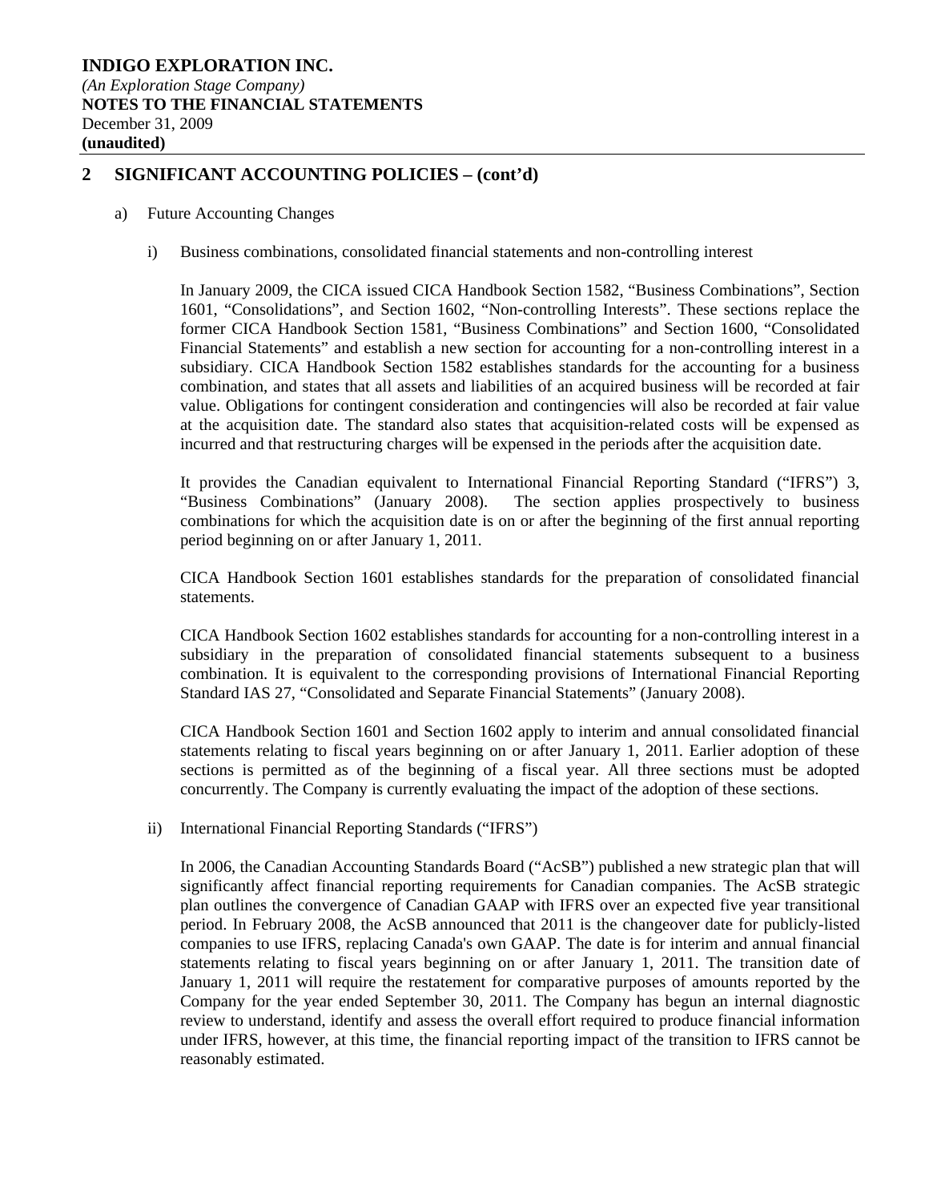**INDIGO EXPLORATION INC.**
*(An Exploration Stage Company)*
**NOTES TO THE FINANCIAL STATEMENTS**
December 31, 2009
**(unaudited)**

## 2 SIGNIFICANT ACCOUNTING POLICIES – (cont'd)

a) Future Accounting Changes

i) Business combinations, consolidated financial statements and non-controlling interest

In January 2009, the CICA issued CICA Handbook Section 1582, "Business Combinations", Section 1601, "Consolidations", and Section 1602, "Non-controlling Interests". These sections replace the former CICA Handbook Section 1581, "Business Combinations" and Section 1600, "Consolidated Financial Statements" and establish a new section for accounting for a non-controlling interest in a subsidiary. CICA Handbook Section 1582 establishes standards for the accounting for a business combination, and states that all assets and liabilities of an acquired business will be recorded at fair value. Obligations for contingent consideration and contingencies will also be recorded at fair value at the acquisition date. The standard also states that acquisition-related costs will be expensed as incurred and that restructuring charges will be expensed in the periods after the acquisition date.

It provides the Canadian equivalent to International Financial Reporting Standard ("IFRS") 3, "Business Combinations" (January 2008). The section applies prospectively to business combinations for which the acquisition date is on or after the beginning of the first annual reporting period beginning on or after January 1, 2011.

CICA Handbook Section 1601 establishes standards for the preparation of consolidated financial statements.

CICA Handbook Section 1602 establishes standards for accounting for a non-controlling interest in a subsidiary in the preparation of consolidated financial statements subsequent to a business combination. It is equivalent to the corresponding provisions of International Financial Reporting Standard IAS 27, "Consolidated and Separate Financial Statements" (January 2008).

CICA Handbook Section 1601 and Section 1602 apply to interim and annual consolidated financial statements relating to fiscal years beginning on or after January 1, 2011. Earlier adoption of these sections is permitted as of the beginning of a fiscal year. All three sections must be adopted concurrently. The Company is currently evaluating the impact of the adoption of these sections.

ii) International Financial Reporting Standards ("IFRS")

In 2006, the Canadian Accounting Standards Board ("AcSB") published a new strategic plan that will significantly affect financial reporting requirements for Canadian companies. The AcSB strategic plan outlines the convergence of Canadian GAAP with IFRS over an expected five year transitional period. In February 2008, the AcSB announced that 2011 is the changeover date for publicly-listed companies to use IFRS, replacing Canada's own GAAP. The date is for interim and annual financial statements relating to fiscal years beginning on or after January 1, 2011. The transition date of January 1, 2011 will require the restatement for comparative purposes of amounts reported by the Company for the year ended September 30, 2011. The Company has begun an internal diagnostic review to understand, identify and assess the overall effort required to produce financial information under IFRS, however, at this time, the financial reporting impact of the transition to IFRS cannot be reasonably estimated.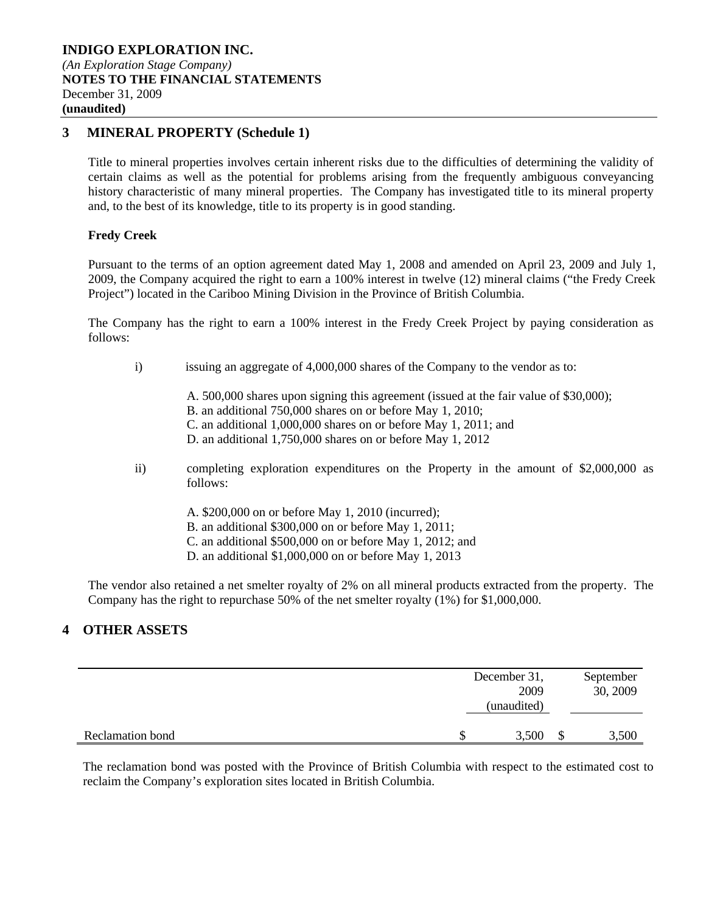**INDIGO EXPLORATION INC.**
*(An Exploration Stage Company)*
**NOTES TO THE FINANCIAL STATEMENTS**
December 31, 2009
**(unaudited)**

## 3 MINERAL PROPERTY (Schedule 1)

Title to mineral properties involves certain inherent risks due to the difficulties of determining the validity of certain claims as well as the potential for problems arising from the frequently ambiguous conveyancing history characteristic of many mineral properties. The Company has investigated title to its mineral property and, to the best of its knowledge, title to its property is in good standing.

**Fredy Creek**

Pursuant to the terms of an option agreement dated May 1, 2008 and amended on April 23, 2009 and July 1, 2009, the Company acquired the right to earn a 100% interest in twelve (12) mineral claims ("the Fredy Creek Project") located in the Cariboo Mining Division in the Province of British Columbia.

The Company has the right to earn a 100% interest in the Fredy Creek Project by paying consideration as follows:

i) issuing an aggregate of 4,000,000 shares of the Company to the vendor as to:

A. 500,000 shares upon signing this agreement (issued at the fair value of $30,000);
B. an additional 750,000 shares on or before May 1, 2010;
C. an additional 1,000,000 shares on or before May 1, 2011; and
D. an additional 1,750,000 shares on or before May 1, 2012

ii) completing exploration expenditures on the Property in the amount of $2,000,000 as follows:

A. $200,000 on or before May 1, 2010 (incurred);
B. an additional $300,000 on or before May 1, 2011;
C. an additional $500,000 on or before May 1, 2012; and
D. an additional $1,000,000 on or before May 1, 2013

The vendor also retained a net smelter royalty of 2% on all mineral products extracted from the property. The Company has the right to repurchase 50% of the net smelter royalty (1%) for $1,000,000.

## 4 OTHER ASSETS

| | December 31, 2009 (unaudited) | September 30, 2009 |
|---|---|---|
| Reclamation bond | $ 3,500 | $ 3,500 |

The reclamation bond was posted with the Province of British Columbia with respect to the estimated cost to reclaim the Company's exploration sites located in British Columbia.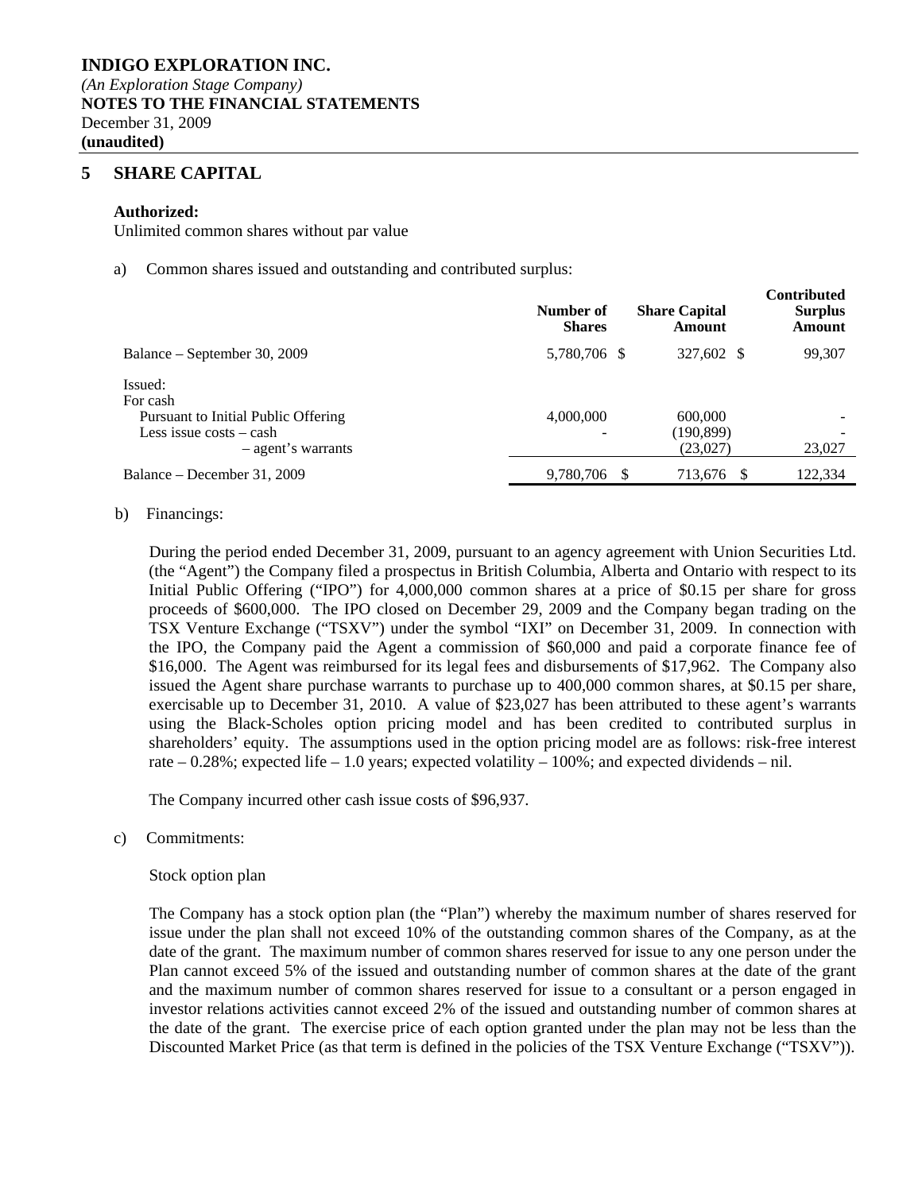**INDIGO EXPLORATION INC.**
*(An Exploration Stage Company)*
**NOTES TO THE FINANCIAL STATEMENTS**
December 31, 2009
**(unaudited)**

## 5 SHARE CAPITAL

**Authorized:**
Unlimited common shares without par value

a) Common shares issued and outstanding and contributed surplus:

| | Number of Shares | Share Capital Amount | Contributed Surplus Amount |
|---|---|---|---|
| Balance – September 30, 2009 | 5,780,706 | $ 327,602 | $ 99,307 |
| Issued: | | | |
| For cash | | | |
| Pursuant to Initial Public Offering | 4,000,000 | 600,000 | - |
| Less issue costs – cash | - | (190,899) | - |
| – agent's warrants | | (23,027) | 23,027 |
| Balance – December 31, 2009 | 9,780,706 | $ 713,676 | $ 122,334 |

b) Financings:

During the period ended December 31, 2009, pursuant to an agency agreement with Union Securities Ltd. (the "Agent") the Company filed a prospectus in British Columbia, Alberta and Ontario with respect to its Initial Public Offering ("IPO") for 4,000,000 common shares at a price of $0.15 per share for gross proceeds of $600,000. The IPO closed on December 29, 2009 and the Company began trading on the TSX Venture Exchange ("TSXV") under the symbol "IXI" on December 31, 2009. In connection with the IPO, the Company paid the Agent a commission of $60,000 and paid a corporate finance fee of $16,000. The Agent was reimbursed for its legal fees and disbursements of $17,962. The Company also issued the Agent share purchase warrants to purchase up to 400,000 common shares, at $0.15 per share, exercisable up to December 31, 2010. A value of $23,027 has been attributed to these agent's warrants using the Black-Scholes option pricing model and has been credited to contributed surplus in shareholders' equity. The assumptions used in the option pricing model are as follows: risk-free interest rate – 0.28%; expected life – 1.0 years; expected volatility – 100%; and expected dividends – nil.

The Company incurred other cash issue costs of $96,937.

c) Commitments:

Stock option plan

The Company has a stock option plan (the "Plan") whereby the maximum number of shares reserved for issue under the plan shall not exceed 10% of the outstanding common shares of the Company, as at the date of the grant. The maximum number of common shares reserved for issue to any one person under the Plan cannot exceed 5% of the issued and outstanding number of common shares at the date of the grant and the maximum number of common shares reserved for issue to a consultant or a person engaged in investor relations activities cannot exceed 2% of the issued and outstanding number of common shares at the date of the grant. The exercise price of each option granted under the plan may not be less than the Discounted Market Price (as that term is defined in the policies of the TSX Venture Exchange ("TSXV")).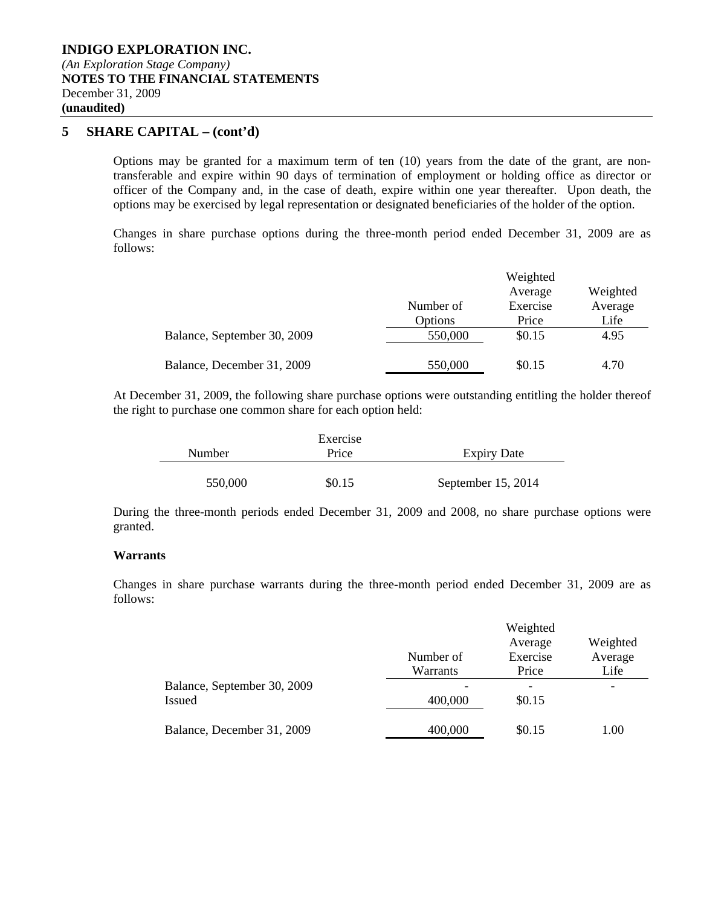**INDIGO EXPLORATION INC.**
*(An Exploration Stage Company)*
**NOTES TO THE FINANCIAL STATEMENTS**
December 31, 2009
**(unaudited)**

## 5 SHARE CAPITAL – (cont'd)

Options may be granted for a maximum term of ten (10) years from the date of the grant, are non-transferable and expire within 90 days of termination of employment or holding office as director or officer of the Company and, in the case of death, expire within one year thereafter. Upon death, the options may be exercised by legal representation or designated beneficiaries of the holder of the option.

Changes in share purchase options during the three-month period ended December 31, 2009 are as follows:

| | Number of Options | Weighted Average Exercise Price | Weighted Average Life |
|---|---|---|---|
| Balance, September 30, 2009 | 550,000 | $0.15 | 4.95 |
| Balance, December 31, 2009 | 550,000 | $0.15 | 4.70 |

At December 31, 2009, the following share purchase options were outstanding entitling the holder thereof the right to purchase one common share for each option held:

| Number | Exercise Price | Expiry Date |
|---|---|---|
| 550,000 | $0.15 | September 15, 2014 |

During the three-month periods ended December 31, 2009 and 2008, no share purchase options were granted.

**Warrants**

Changes in share purchase warrants during the three-month period ended December 31, 2009 are as follows:

| | Number of Warrants | Weighted Average Exercise Price | Weighted Average Life |
|---|---|---|---|
| Balance, September 30, 2009 | - | - | - |
| Issued | 400,000 | $0.15 | |
| Balance, December 31, 2009 | 400,000 | $0.15 | 1.00 |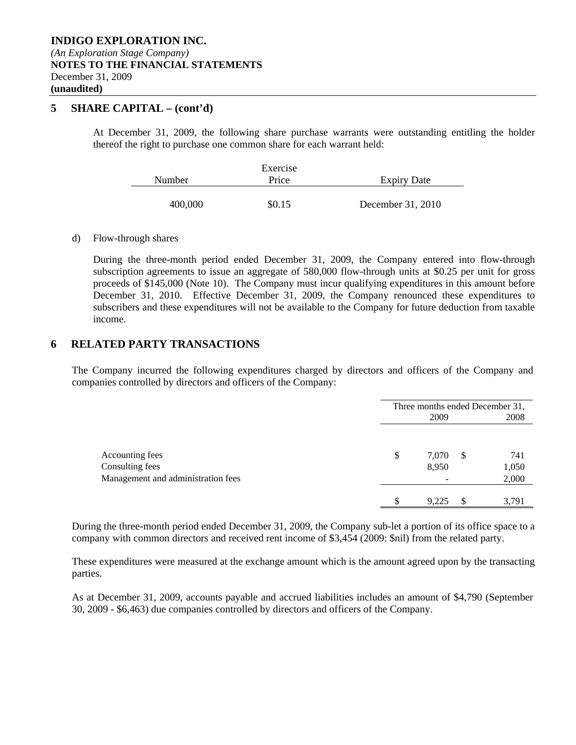**INDIGO EXPLORATION INC.**
*(An Exploration Stage Company)*
**NOTES TO THE FINANCIAL STATEMENTS**
December 31, 2009
**(unaudited)**

## 5 SHARE CAPITAL – (cont'd)

At December 31, 2009, the following share purchase warrants were outstanding entitling the holder thereof the right to purchase one common share for each warrant held:

| Number | Exercise Price | Expiry Date |
|---|---|---|
| 400,000 | $0.15 | December 31, 2010 |

d) Flow-through shares

During the three-month period ended December 31, 2009, the Company entered into flow-through subscription agreements to issue an aggregate of 580,000 flow-through units at $0.25 per unit for gross proceeds of $145,000 (Note 10). The Company must incur qualifying expenditures in this amount before December 31, 2010. Effective December 31, 2009, the Company renounced these expenditures to subscribers and these expenditures will not be available to the Company for future deduction from taxable income.

## 6 RELATED PARTY TRANSACTIONS

The Company incurred the following expenditures charged by directors and officers of the Company and companies controlled by directors and officers of the Company:

| | Three months ended December 31, 2009 | Three months ended December 31, 2008 |
|---|---|---|
| Accounting fees | $ 7,070 | $ 741 |
| Consulting fees | 8,950 | 1,050 |
| Management and administration fees | - | 2,000 |
| | $ 9,225 | $ 3,791 |

During the three-month period ended December 31, 2009, the Company sub-let a portion of its office space to a company with common directors and received rent income of $3,454 (2009: $nil) from the related party.

These expenditures were measured at the exchange amount which is the amount agreed upon by the transacting parties.

As at December 31, 2009, accounts payable and accrued liabilities includes an amount of $4,790 (September 30, 2009 - $6,463) due companies controlled by directors and officers of the Company.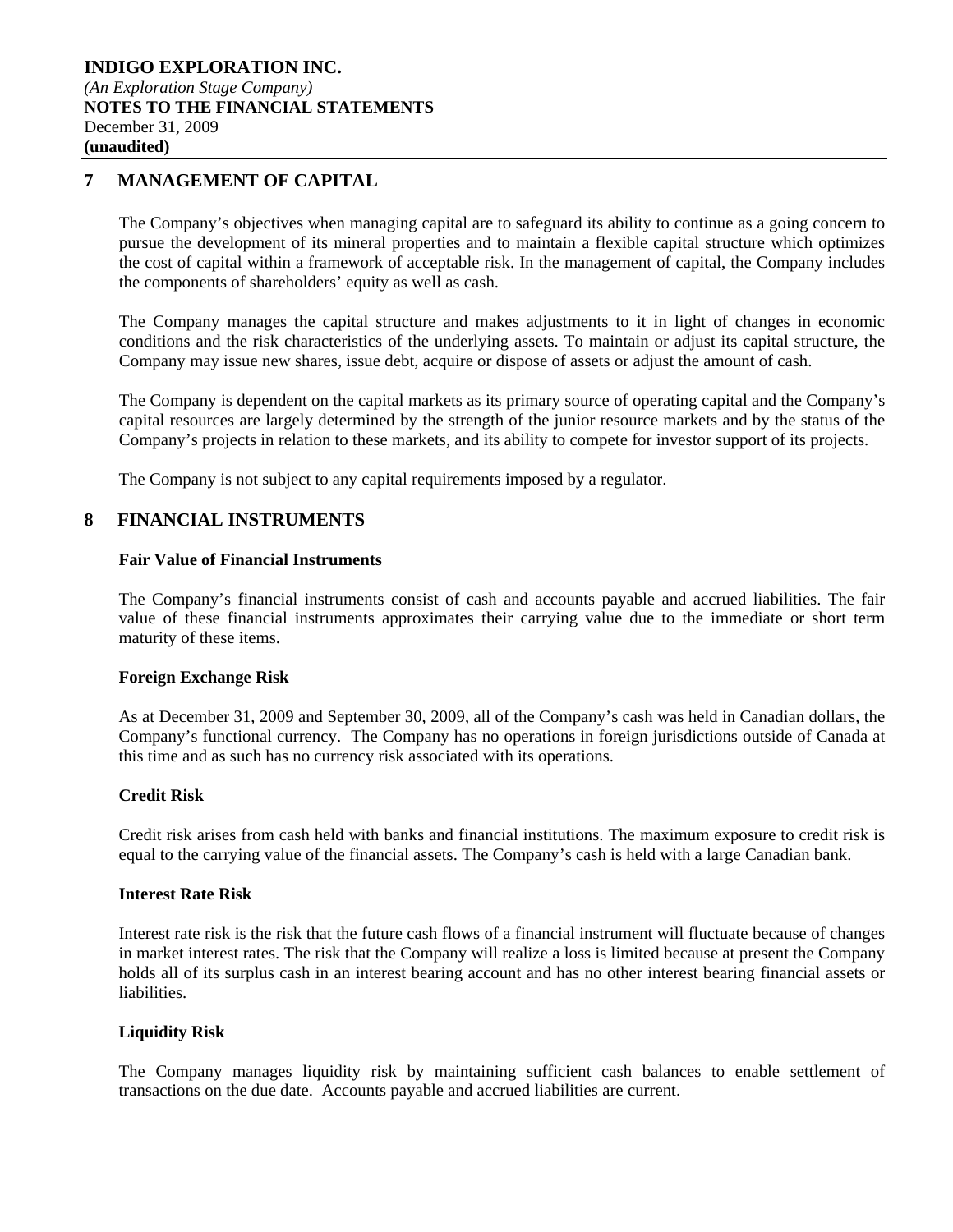**INDIGO EXPLORATION INC.**
*(An Exploration Stage Company)*
**NOTES TO THE FINANCIAL STATEMENTS**
December 31, 2009
**(unaudited)**

## 7 MANAGEMENT OF CAPITAL

The Company's objectives when managing capital are to safeguard its ability to continue as a going concern to pursue the development of its mineral properties and to maintain a flexible capital structure which optimizes the cost of capital within a framework of acceptable risk. In the management of capital, the Company includes the components of shareholders' equity as well as cash.

The Company manages the capital structure and makes adjustments to it in light of changes in economic conditions and the risk characteristics of the underlying assets. To maintain or adjust its capital structure, the Company may issue new shares, issue debt, acquire or dispose of assets or adjust the amount of cash.

The Company is dependent on the capital markets as its primary source of operating capital and the Company's capital resources are largely determined by the strength of the junior resource markets and by the status of the Company's projects in relation to these markets, and its ability to compete for investor support of its projects.

The Company is not subject to any capital requirements imposed by a regulator.

## 8 FINANCIAL INSTRUMENTS

**Fair Value of Financial Instruments**

The Company's financial instruments consist of cash and accounts payable and accrued liabilities. The fair value of these financial instruments approximates their carrying value due to the immediate or short term maturity of these items.

**Foreign Exchange Risk**

As at December 31, 2009 and September 30, 2009, all of the Company's cash was held in Canadian dollars, the Company's functional currency. The Company has no operations in foreign jurisdictions outside of Canada at this time and as such has no currency risk associated with its operations.

**Credit Risk**

Credit risk arises from cash held with banks and financial institutions. The maximum exposure to credit risk is equal to the carrying value of the financial assets. The Company's cash is held with a large Canadian bank.

**Interest Rate Risk**

Interest rate risk is the risk that the future cash flows of a financial instrument will fluctuate because of changes in market interest rates. The risk that the Company will realize a loss is limited because at present the Company holds all of its surplus cash in an interest bearing account and has no other interest bearing financial assets or liabilities.

**Liquidity Risk**

The Company manages liquidity risk by maintaining sufficient cash balances to enable settlement of transactions on the due date. Accounts payable and accrued liabilities are current.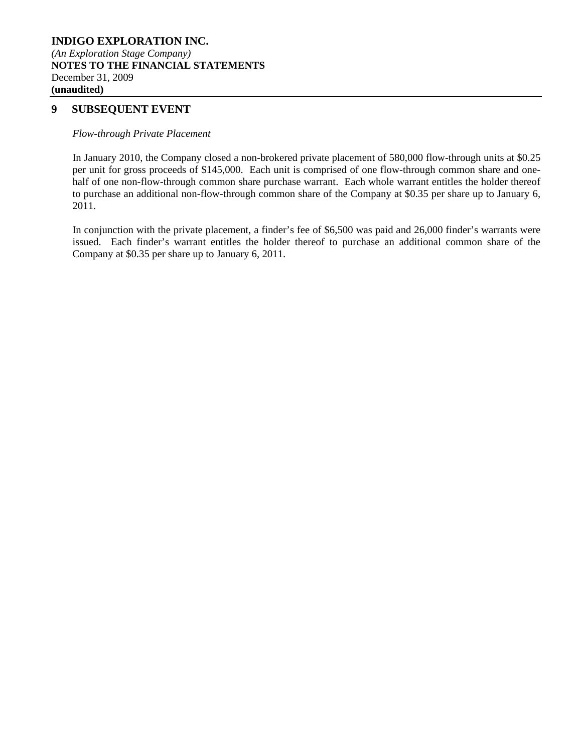## 9 SUBSEQUENT EVENT

*Flow-through Private Placement*

In January 2010, the Company closed a non-brokered private placement of 580,000 flow-through units at $0.25 per unit for gross proceeds of $145,000. Each unit is comprised of one flow-through common share and one-half of one non-flow-through common share purchase warrant. Each whole warrant entitles the holder thereof to purchase an additional non-flow-through common share of the Company at $0.35 per share up to January 6, 2011.

In conjunction with the private placement, a finder's fee of $6,500 was paid and 26,000 finder's warrants were issued. Each finder's warrant entitles the holder thereof to purchase an additional common share of the Company at $0.35 per share up to January 6, 2011.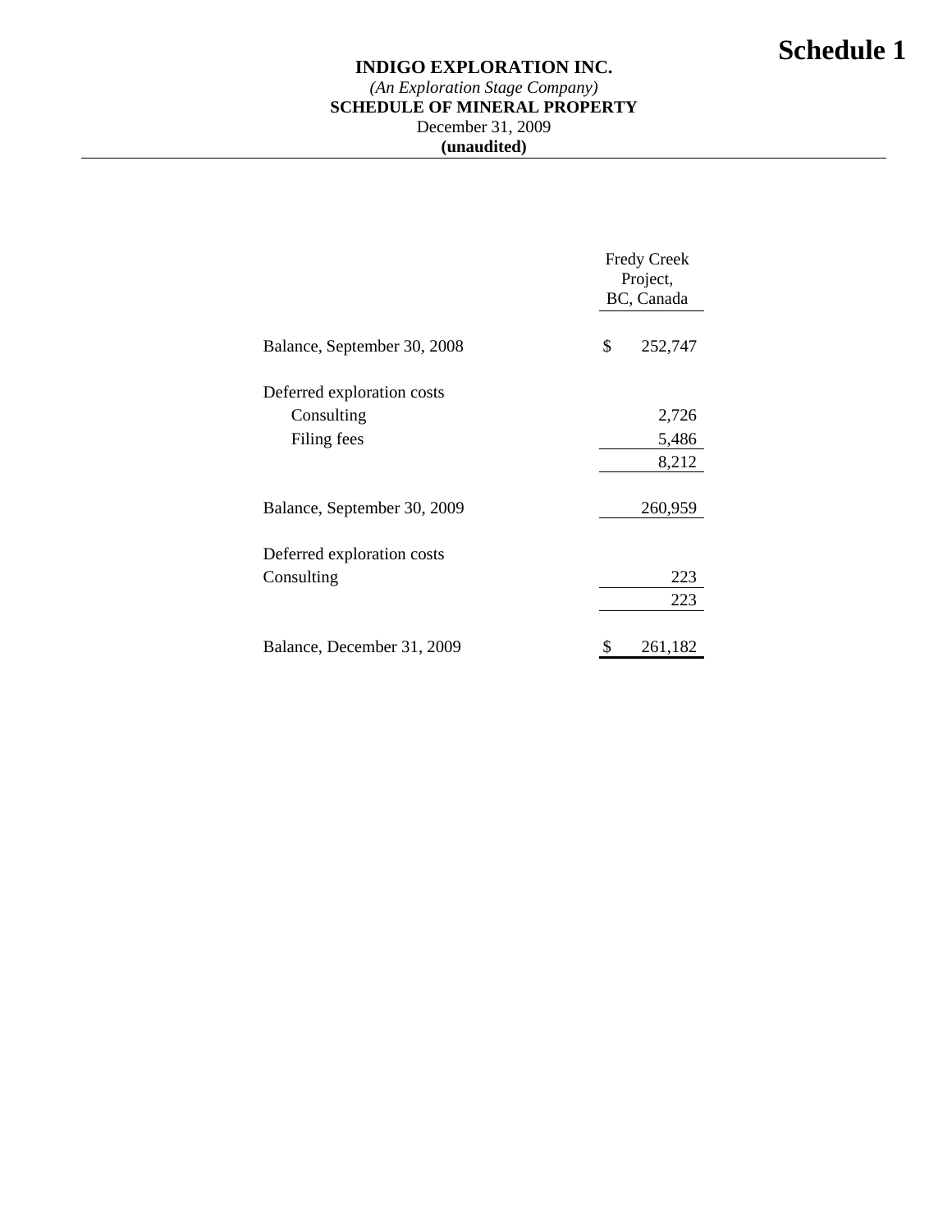**Schedule 1**

**INDIGO EXPLORATION INC.**
*(An Exploration Stage Company)*
**SCHEDULE OF MINERAL PROPERTY**
December 31, 2009
**(unaudited)**

| | Fredy Creek Project, BC, Canada |
|---|---|
| Balance, September 30, 2008 | $ 252,747 |
| Deferred exploration costs | |
| Consulting | 2,726 |
| Filing fees | 5,486 |
| | 8,212 |
| Balance, September 30, 2009 | 260,959 |
| Deferred exploration costs | |
| Consulting | 223 |
| | 223 |
| Balance, December 31, 2009 | $ 261,182 |